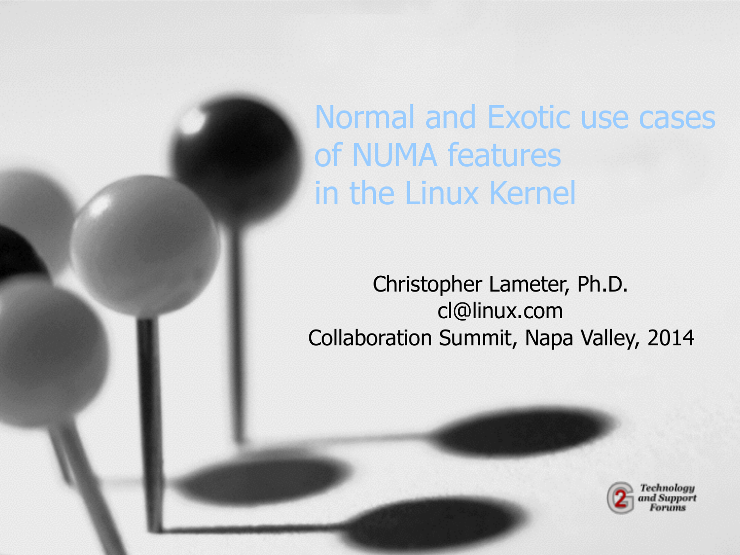# Normal and Exotic use cases of NUMA features in the Linux Kernel

Christopher Lameter, Ph.D.
cl@linux.com
Collaboration Summit, Napa Valley, 2014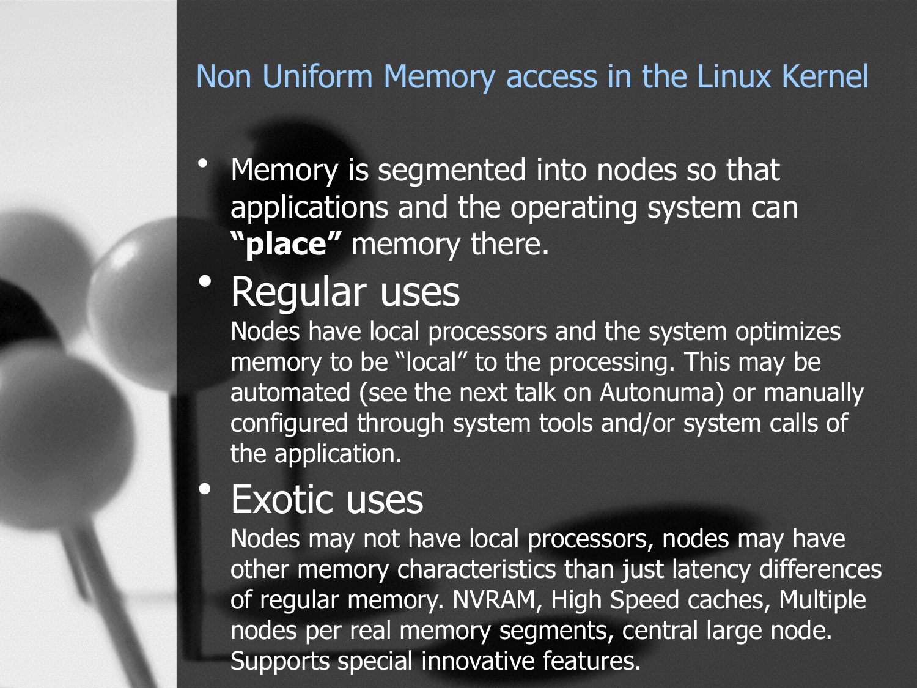# Non Uniform Memory access in the Linux Kernel

- Memory is segmented into nodes so that applications and the operating system can **"place"** memory there.
- Regular uses
  Nodes have local processors and the system optimizes memory to be "local" to the processing. This may be automated (see the next talk on Autonuma) or manually configured through system tools and/or system calls of the application.
- Exotic uses
  Nodes may not have local processors, nodes may have other memory characteristics than just latency differences of regular memory. NVRAM, High Speed caches, Multiple nodes per real memory segments, central large node. Supports special innovative features.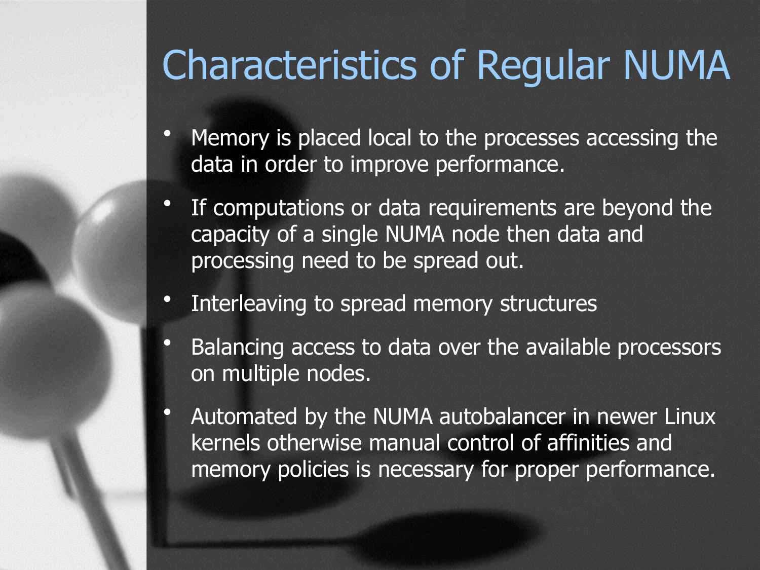# Characteristics of Regular NUMA

- Memory is placed local to the processes accessing the data in order to improve performance.
- If computations or data requirements are beyond the capacity of a single NUMA node then data and processing need to be spread out.
- Interleaving to spread memory structures
- Balancing access to data over the available processors on multiple nodes.
- Automated by the NUMA autobalancer in newer Linux kernels otherwise manual control of affinities and memory policies is necessary for proper performance.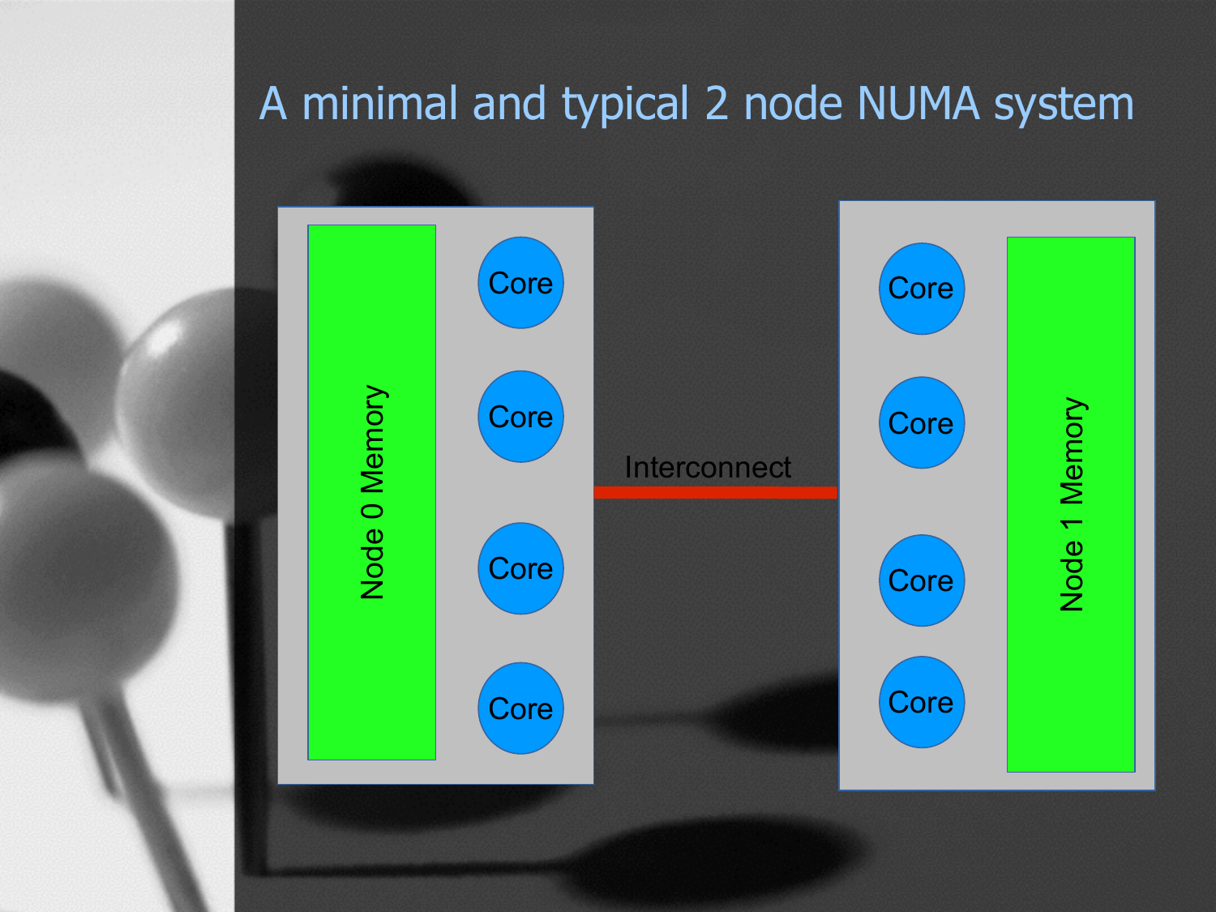# A minimal and typical 2 node NUMA system

Node 0 Memory

Core

Core

Core

Core

Interconnect

Core

Core

Core

Core

Node 1 Memory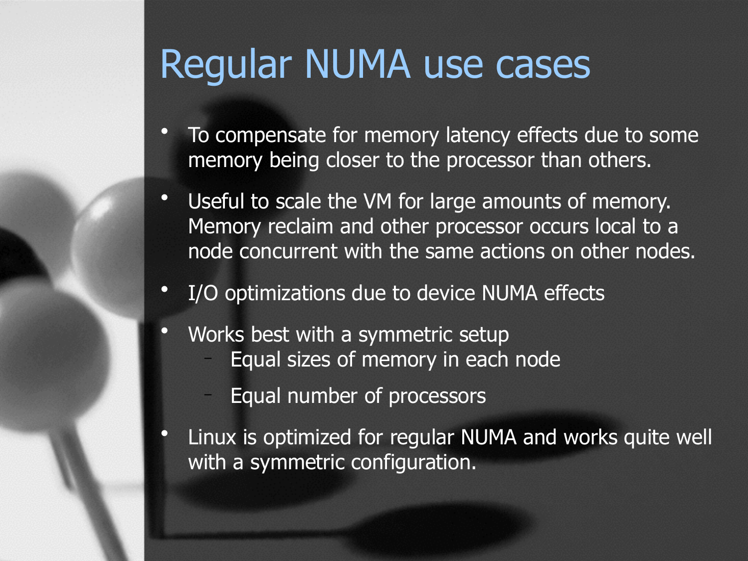# Regular NUMA use cases

- To compensate for memory latency effects due to some memory being closer to the processor than others.
- Useful to scale the VM for large amounts of memory. Memory reclaim and other processor occurs local to a node concurrent with the same actions on other nodes.
- I/O optimizations due to device NUMA effects
- Works best with a symmetric setup
  - Equal sizes of memory in each node
  - Equal number of processors
- Linux is optimized for regular NUMA and works quite well with a symmetric configuration.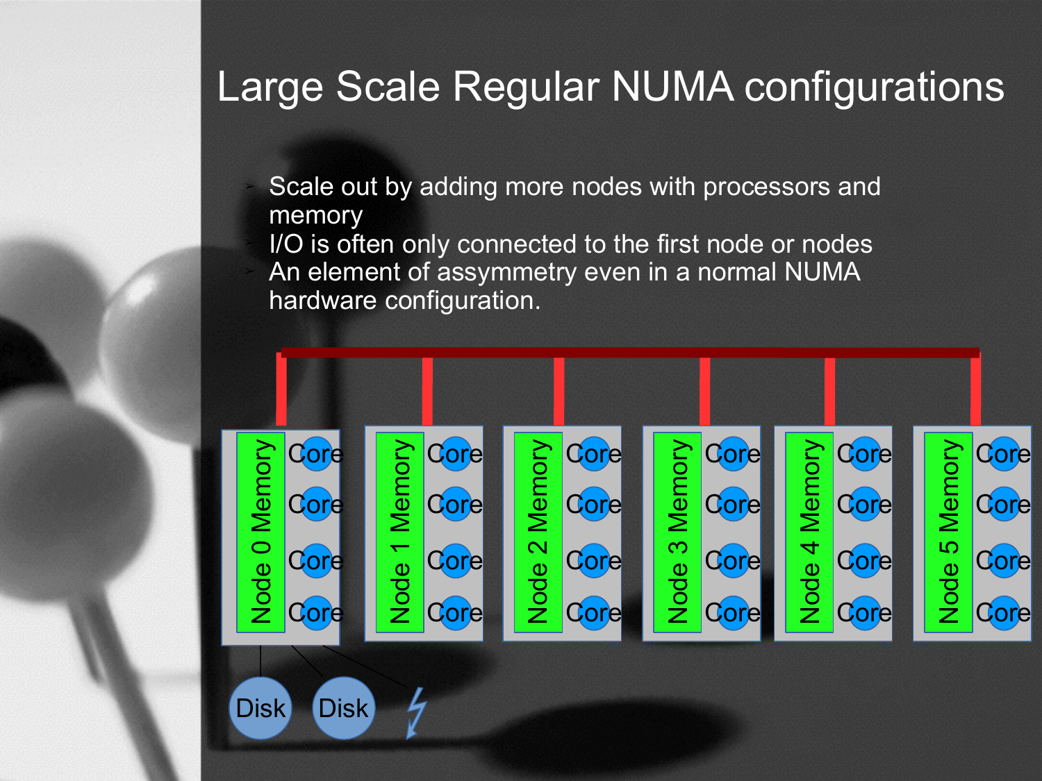# Large Scale Regular NUMA configurations

- Scale out by adding more nodes with processors and memory
- I/O is often only connected to the first node or nodes
- An element of assymmetry even in a normal NUMA hardware configuration.

Node 0 Memory | Core | Core | Core | Core
Node 1 Memory | Core | Core | Core | Core
Node 2 Memory | Core | Core | Core | Core
Node 3 Memory | Core | Core | Core | Core
Node 4 Memory | Core | Core | Core | Core
Node 5 Memory | Core | Core | Core | Core

Disk Disk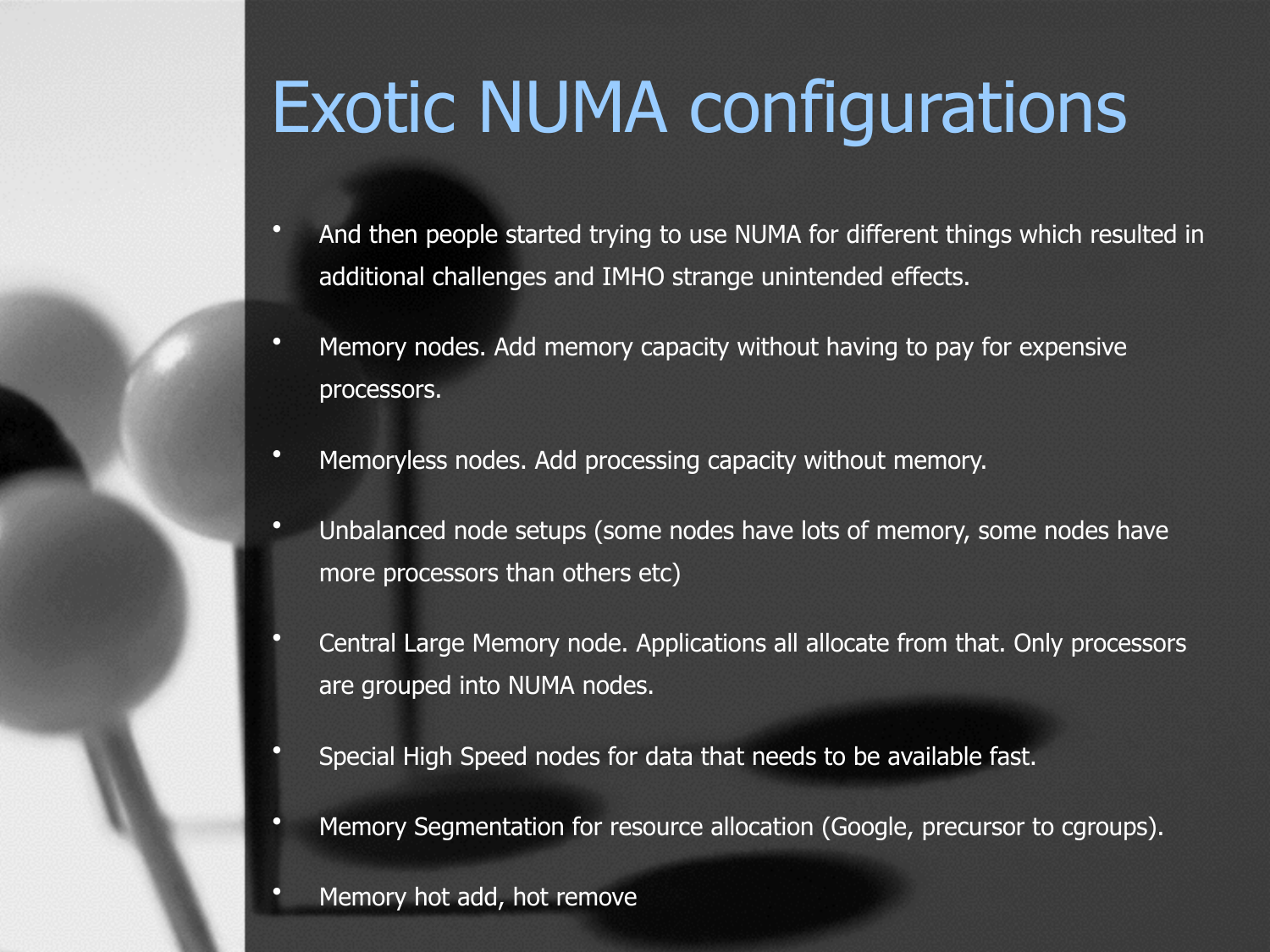# Exotic NUMA configurations

- And then people started trying to use NUMA for different things which resulted in additional challenges and IMHO strange unintended effects.
- Memory nodes. Add memory capacity without having to pay for expensive processors.
- Memoryless nodes. Add processing capacity without memory.
- Unbalanced node setups (some nodes have lots of memory, some nodes have more processors than others etc)
- Central Large Memory node. Applications all allocate from that. Only processors are grouped into NUMA nodes.
- Special High Speed nodes for data that needs to be available fast.
- Memory Segmentation for resource allocation (Google, precursor to cgroups).
- Memory hot add, hot remove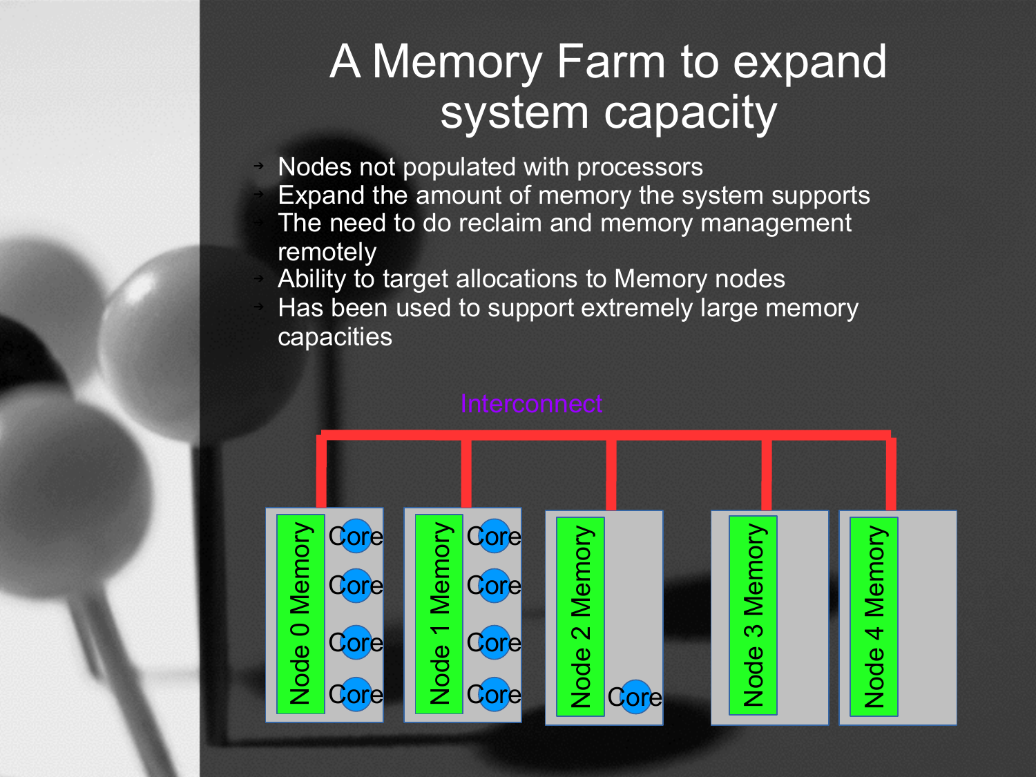# A Memory Farm to expand system capacity

- Nodes not populated with processors
- Expand the amount of memory the system supports
- The need to do reclaim and memory management remotely
- Ability to target allocations to Memory nodes
- Has been used to support extremely large memory capacities

Interconnect

Node 0 Memory — Core, Core, Core, Core

Node 1 Memory — Core, Core, Core, Core

Node 2 Memory — Core

Node 3 Memory

Node 4 Memory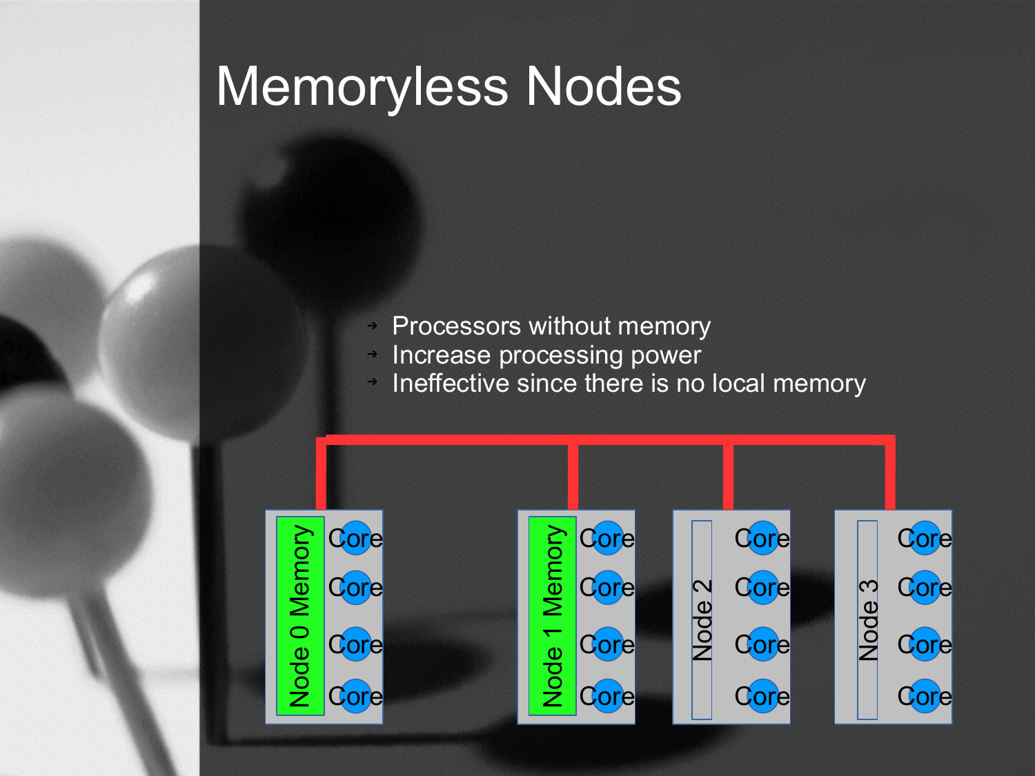# Memoryless Nodes

- Processors without memory
- Increase processing power
- Ineffective since there is no local memory

Node 0 Memory | Core | Core | Core | Core

Node 1 Memory | Core | Core | Core | Core

Node 2 | Core | Core | Core | Core

Node 3 | Core | Core | Core | Core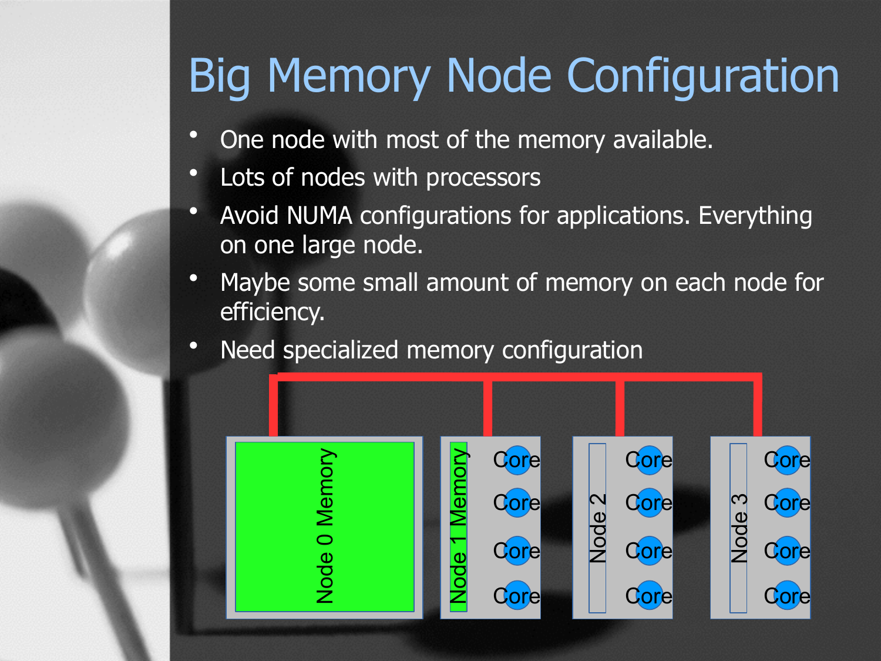# Big Memory Node Configuration

- One node with most of the memory available.
- Lots of nodes with processors
- Avoid NUMA configurations for applications. Everything on one large node.
- Maybe some small amount of memory on each node for efficiency.
- Need specialized memory configuration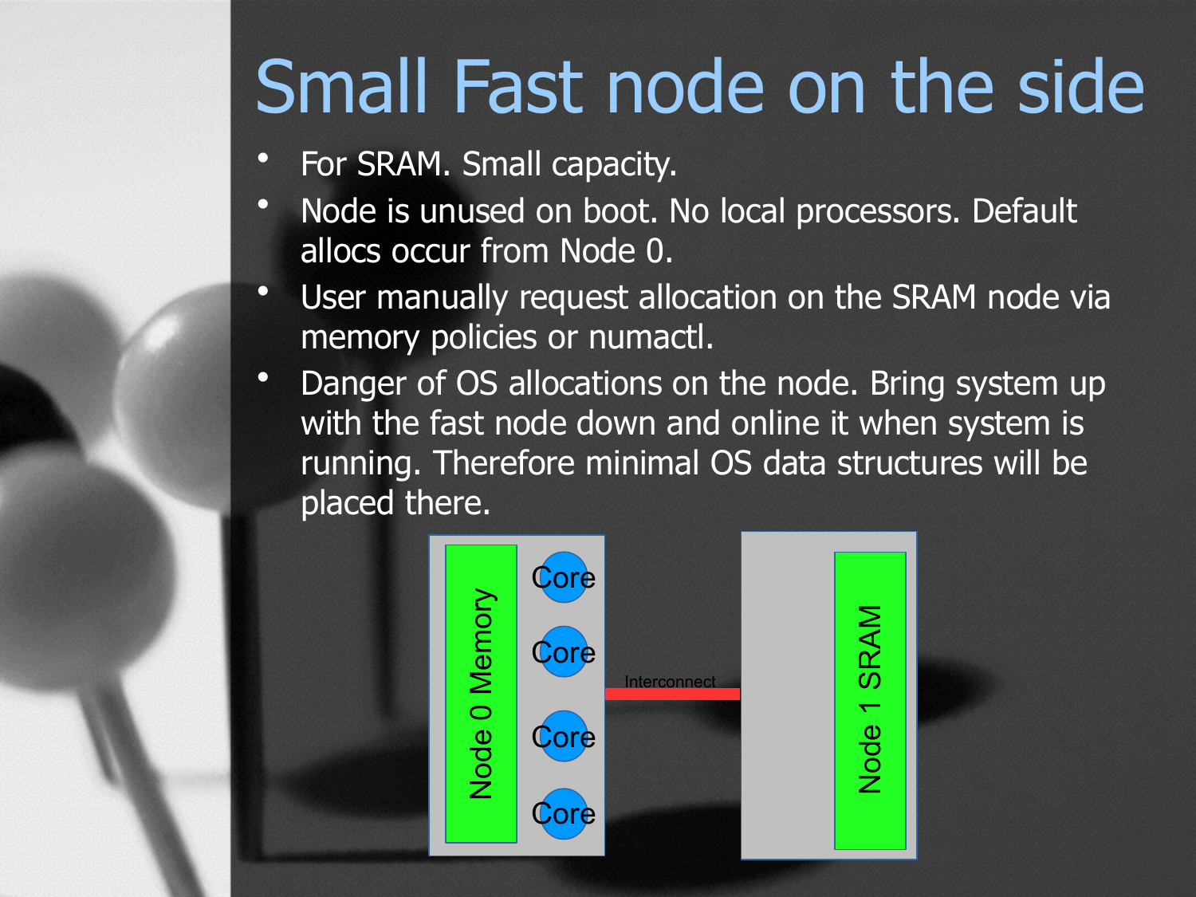# Small Fast node on the side

- For SRAM. Small capacity.
- Node is unused on boot. No local processors. Default allocs occur from Node 0.
- User manually request allocation on the SRAM node via memory policies or numactl.
- Danger of OS allocations on the node. Bring system up with the fast node down and online it when system is running. Therefore minimal OS data structures will be placed there.

Node 0 Memory

Core

Core

Core

Core

Interconnect

Node 1 SRAM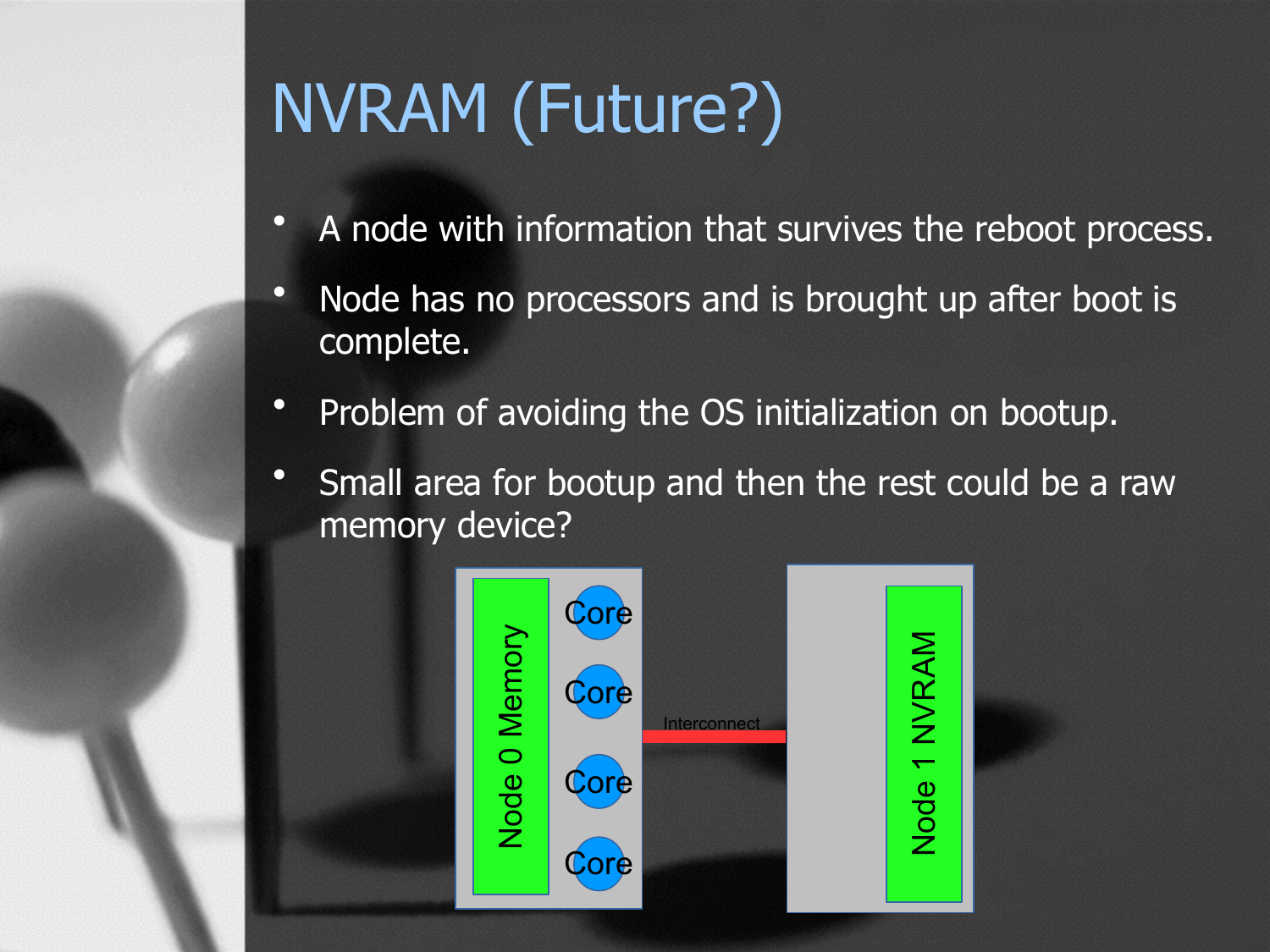# NVRAM (Future?)

- A node with information that survives the reboot process.
- Node has no processors and is brought up after boot is complete.
- Problem of avoiding the OS initialization on bootup.
- Small area for bootup and then the rest could be a raw memory device?

Node 0 Memory | Core | Core | Core | Core

Interconnect

Node 1 NVRAM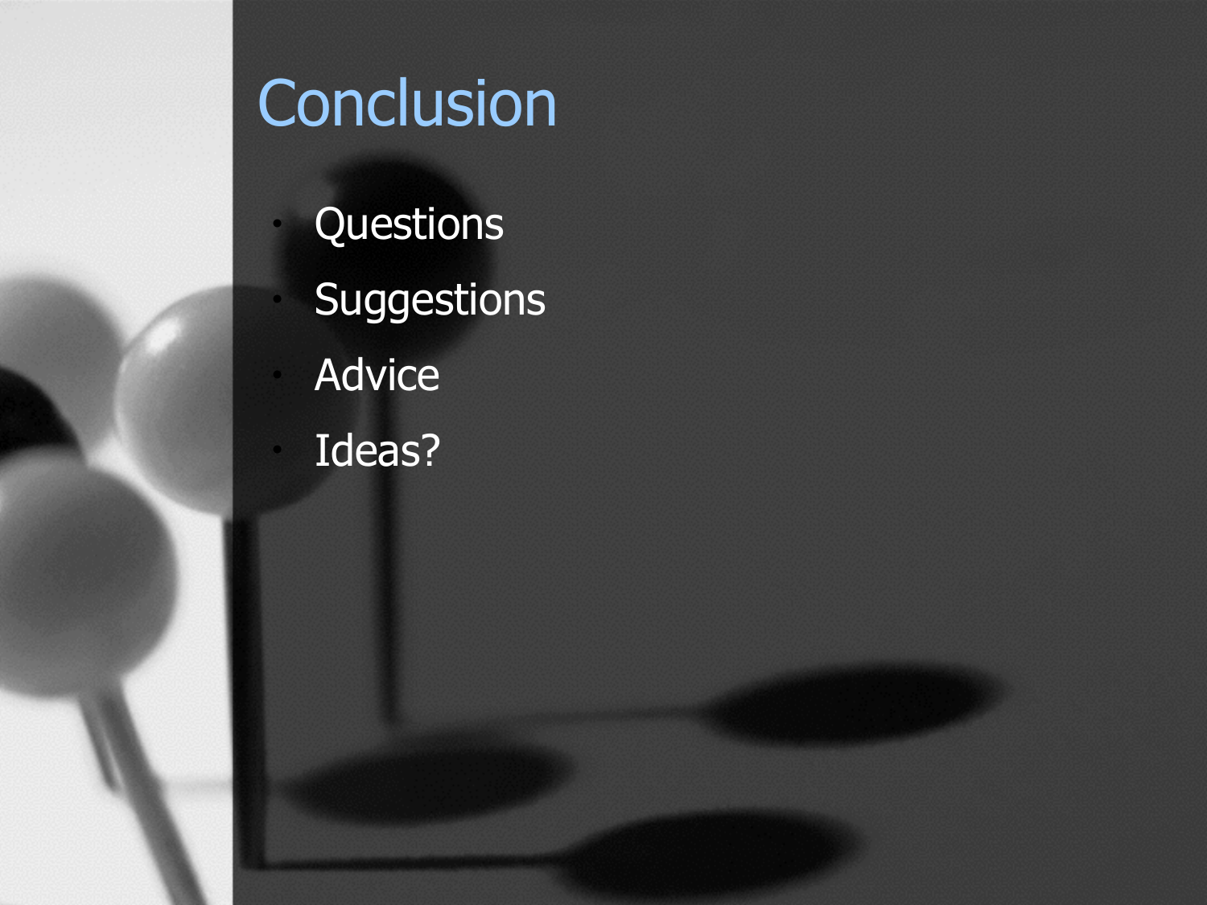# Conclusion

- Questions
- Suggestions
- Advice
- Ideas?